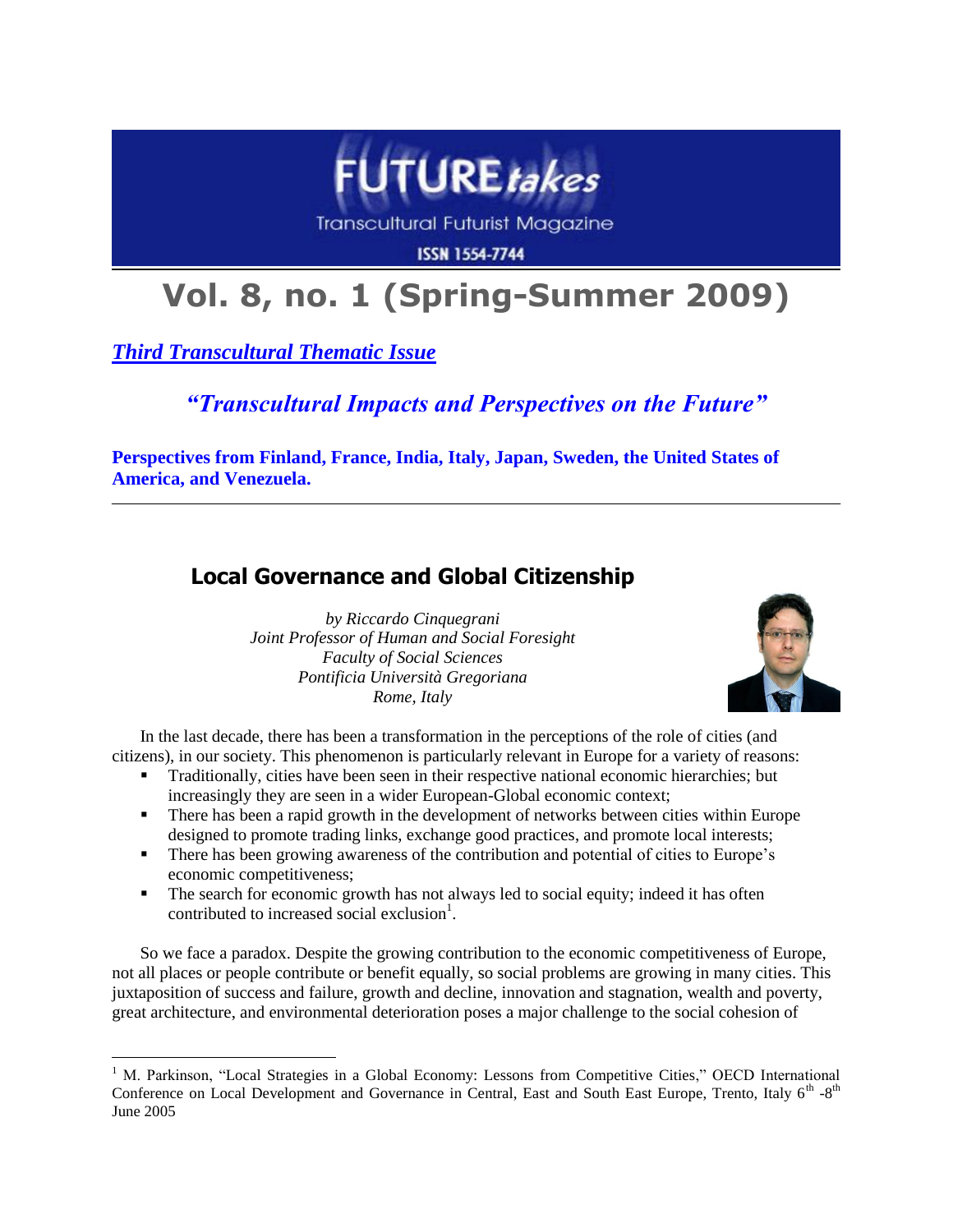**FUTURE takes**

Transcultural Futurist Magazine

ISSN 1554-7744

# Vol. 8, no. 1 (Spring-Summer 2009)

***Third Transcultural Thematic Issue***

***"Transcultural Impacts and Perspectives on the Future"***

**Perspectives from Finland, France, India, Italy, Japan, Sweden, the United States of America, and Venezuela.**

---

## Local Governance and Global Citizenship

*by Riccardo Cinquegrani*
*Joint Professor of Human and Social Foresight*
*Faculty of Social Sciences*
*Pontificia Università Gregoriana*
*Rome, Italy*

In the last decade, there has been a transformation in the perceptions of the role of cities (and citizens), in our society. This phenomenon is particularly relevant in Europe for a variety of reasons:

- Traditionally, cities have been seen in their respective national economic hierarchies; but increasingly they are seen in a wider European-Global economic context;
- There has been a rapid growth in the development of networks between cities within Europe designed to promote trading links, exchange good practices, and promote local interests;
- There has been growing awareness of the contribution and potential of cities to Europe's economic competitiveness;
- The search for economic growth has not always led to social equity; indeed it has often contributed to increased social exclusion[1].

So we face a paradox. Despite the growing contribution to the economic competitiveness of Europe, not all places or people contribute or benefit equally, so social problems are growing in many cities. This juxtaposition of success and failure, growth and decline, innovation and stagnation, wealth and poverty, great architecture, and environmental deterioration poses a major challenge to the social cohesion of

---

[1] M. Parkinson, "Local Strategies in a Global Economy: Lessons from Competitive Cities," OECD International Conference on Local Development and Governance in Central, East and South East Europe, Trento, Italy 6th -8th June 2005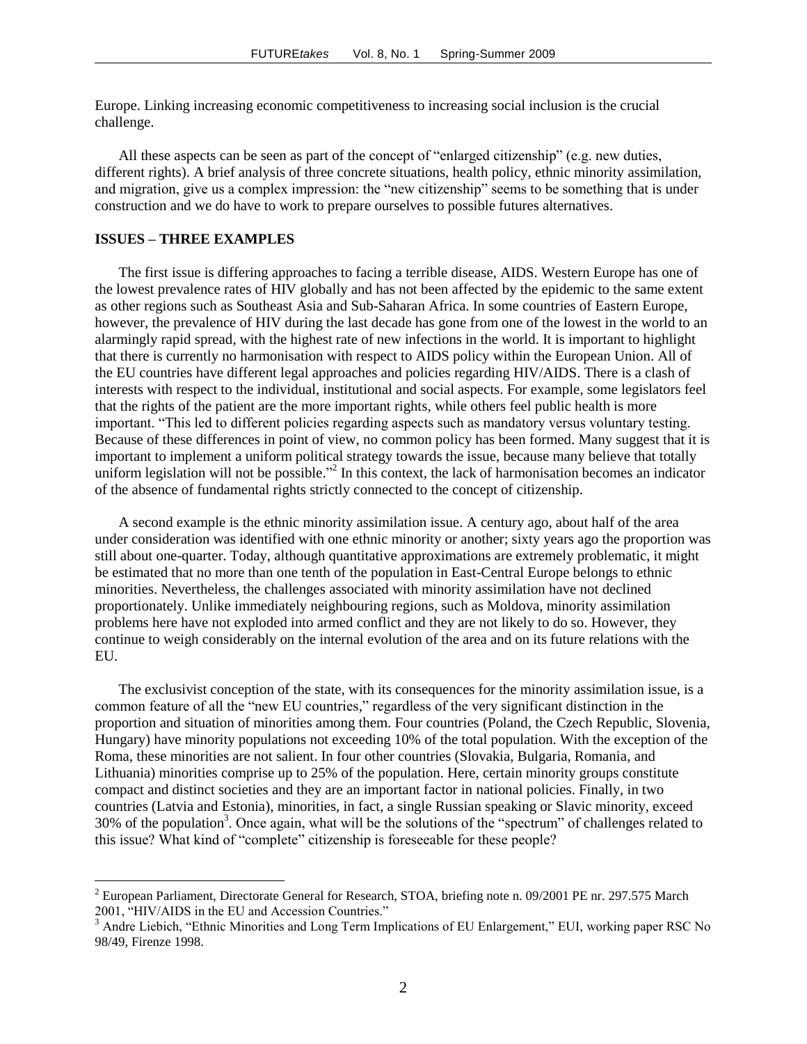Europe. Linking increasing economic competitiveness to increasing social inclusion is the crucial challenge.

All these aspects can be seen as part of the concept of "enlarged citizenship" (e.g. new duties, different rights). A brief analysis of three concrete situations, health policy, ethnic minority assimilation, and migration, give us a complex impression: the "new citizenship" seems to be something that is under construction and we do have to work to prepare ourselves to possible futures alternatives.

## ISSUES – THREE EXAMPLES

The first issue is differing approaches to facing a terrible disease, AIDS. Western Europe has one of the lowest prevalence rates of HIV globally and has not been affected by the epidemic to the same extent as other regions such as Southeast Asia and Sub-Saharan Africa. In some countries of Eastern Europe, however, the prevalence of HIV during the last decade has gone from one of the lowest in the world to an alarmingly rapid spread, with the highest rate of new infections in the world. It is important to highlight that there is currently no harmonisation with respect to AIDS policy within the European Union. All of the EU countries have different legal approaches and policies regarding HIV/AIDS. There is a clash of interests with respect to the individual, institutional and social aspects. For example, some legislators feel that the rights of the patient are the more important rights, while others feel public health is more important. "This led to different policies regarding aspects such as mandatory versus voluntary testing. Because of these differences in point of view, no common policy has been formed. Many suggest that it is important to implement a uniform political strategy towards the issue, because many believe that totally uniform legislation will not be possible."[2] In this context, the lack of harmonisation becomes an indicator of the absence of fundamental rights strictly connected to the concept of citizenship.

A second example is the ethnic minority assimilation issue. A century ago, about half of the area under consideration was identified with one ethnic minority or another; sixty years ago the proportion was still about one-quarter. Today, although quantitative approximations are extremely problematic, it might be estimated that no more than one tenth of the population in East-Central Europe belongs to ethnic minorities. Nevertheless, the challenges associated with minority assimilation have not declined proportionately. Unlike immediately neighbouring regions, such as Moldova, minority assimilation problems here have not exploded into armed conflict and they are not likely to do so. However, they continue to weigh considerably on the internal evolution of the area and on its future relations with the EU.

The exclusivist conception of the state, with its consequences for the minority assimilation issue, is a common feature of all the "new EU countries," regardless of the very significant distinction in the proportion and situation of minorities among them. Four countries (Poland, the Czech Republic, Slovenia, Hungary) have minority populations not exceeding 10% of the total population. With the exception of the Roma, these minorities are not salient. In four other countries (Slovakia, Bulgaria, Romania, and Lithuania) minorities comprise up to 25% of the population. Here, certain minority groups constitute compact and distinct societies and they are an important factor in national policies. Finally, in two countries (Latvia and Estonia), minorities, in fact, a single Russian speaking or Slavic minority, exceed 30% of the population[3]. Once again, what will be the solutions of the "spectrum" of challenges related to this issue? What kind of "complete" citizenship is foreseeable for these people?

---

[2] European Parliament, Directorate General for Research, STOA, briefing note n. 09/2001 PE nr. 297.575 March 2001, "HIV/AIDS in the EU and Accession Countries."

[3] Andre Liebich, "Ethnic Minorities and Long Term Implications of EU Enlargement," EUI, working paper RSC No 98/49, Firenze 1998.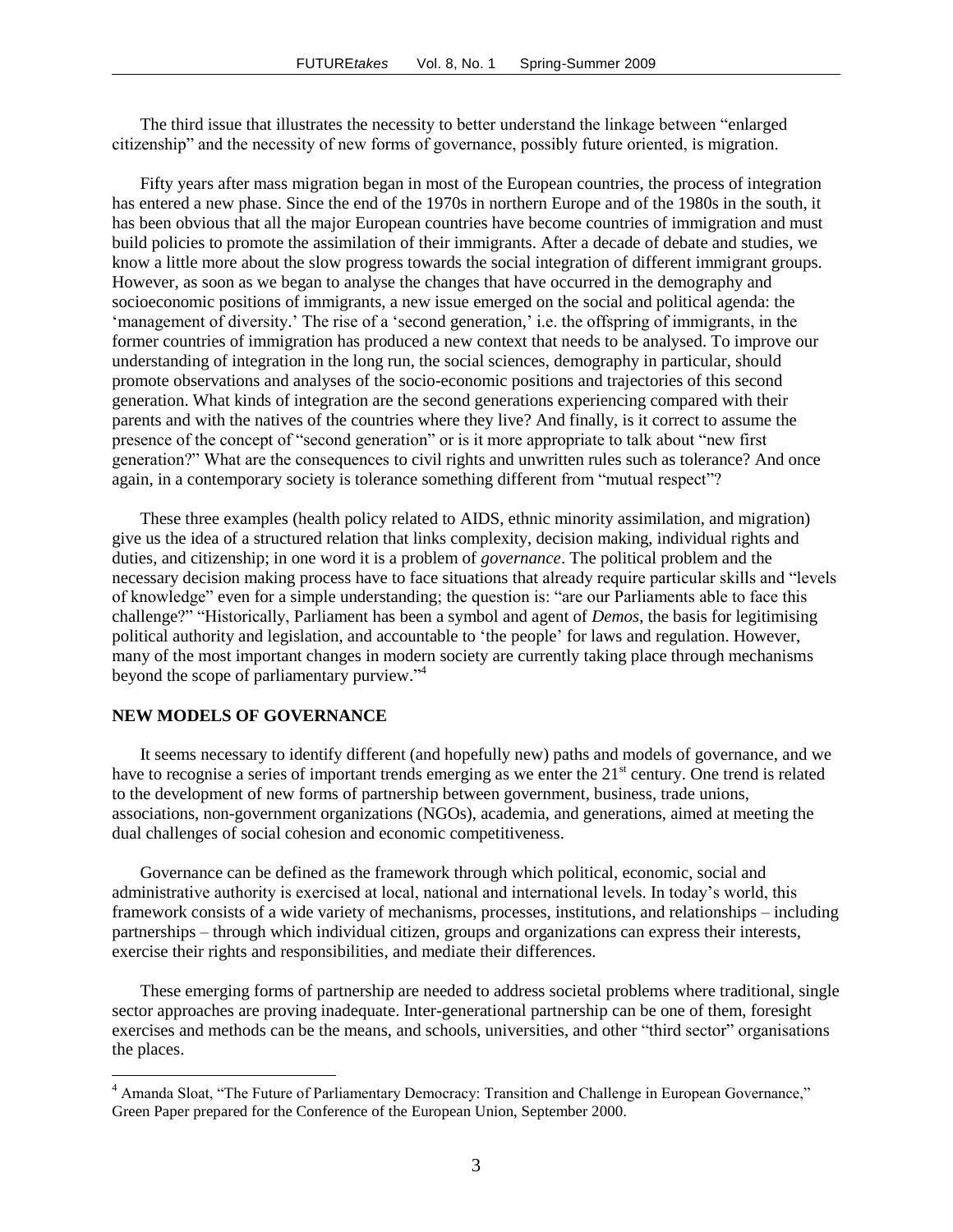The third issue that illustrates the necessity to better understand the linkage between "enlarged citizenship" and the necessity of new forms of governance, possibly future oriented, is migration.

Fifty years after mass migration began in most of the European countries, the process of integration has entered a new phase. Since the end of the 1970s in northern Europe and of the 1980s in the south, it has been obvious that all the major European countries have become countries of immigration and must build policies to promote the assimilation of their immigrants. After a decade of debate and studies, we know a little more about the slow progress towards the social integration of different immigrant groups. However, as soon as we began to analyse the changes that have occurred in the demography and socioeconomic positions of immigrants, a new issue emerged on the social and political agenda: the 'management of diversity.' The rise of a 'second generation,' i.e. the offspring of immigrants, in the former countries of immigration has produced a new context that needs to be analysed. To improve our understanding of integration in the long run, the social sciences, demography in particular, should promote observations and analyses of the socio-economic positions and trajectories of this second generation. What kinds of integration are the second generations experiencing compared with their parents and with the natives of the countries where they live? And finally, is it correct to assume the presence of the concept of "second generation" or is it more appropriate to talk about "new first generation?" What are the consequences to civil rights and unwritten rules such as tolerance? And once again, in a contemporary society is tolerance something different from "mutual respect"?

These three examples (health policy related to AIDS, ethnic minority assimilation, and migration) give us the idea of a structured relation that links complexity, decision making, individual rights and duties, and citizenship; in one word it is a problem of *governance*. The political problem and the necessary decision making process have to face situations that already require particular skills and "levels of knowledge" even for a simple understanding; the question is: "are our Parliaments able to face this challenge?" "Historically, Parliament has been a symbol and agent of *Demos*, the basis for legitimising political authority and legislation, and accountable to 'the people' for laws and regulation. However, many of the most important changes in modern society are currently taking place through mechanisms beyond the scope of parliamentary purview."[4]

## NEW MODELS OF GOVERNANCE

It seems necessary to identify different (and hopefully new) paths and models of governance, and we have to recognise a series of important trends emerging as we enter the 21st century. One trend is related to the development of new forms of partnership between government, business, trade unions, associations, non-government organizations (NGOs), academia, and generations, aimed at meeting the dual challenges of social cohesion and economic competitiveness.

Governance can be defined as the framework through which political, economic, social and administrative authority is exercised at local, national and international levels. In today's world, this framework consists of a wide variety of mechanisms, processes, institutions, and relationships – including partnerships – through which individual citizen, groups and organizations can express their interests, exercise their rights and responsibilities, and mediate their differences.

These emerging forms of partnership are needed to address societal problems where traditional, single sector approaches are proving inadequate. Inter-generational partnership can be one of them, foresight exercises and methods can be the means, and schools, universities, and other "third sector" organisations the places.

[4] Amanda Sloat, "The Future of Parliamentary Democracy: Transition and Challenge in European Governance," Green Paper prepared for the Conference of the European Union, September 2000.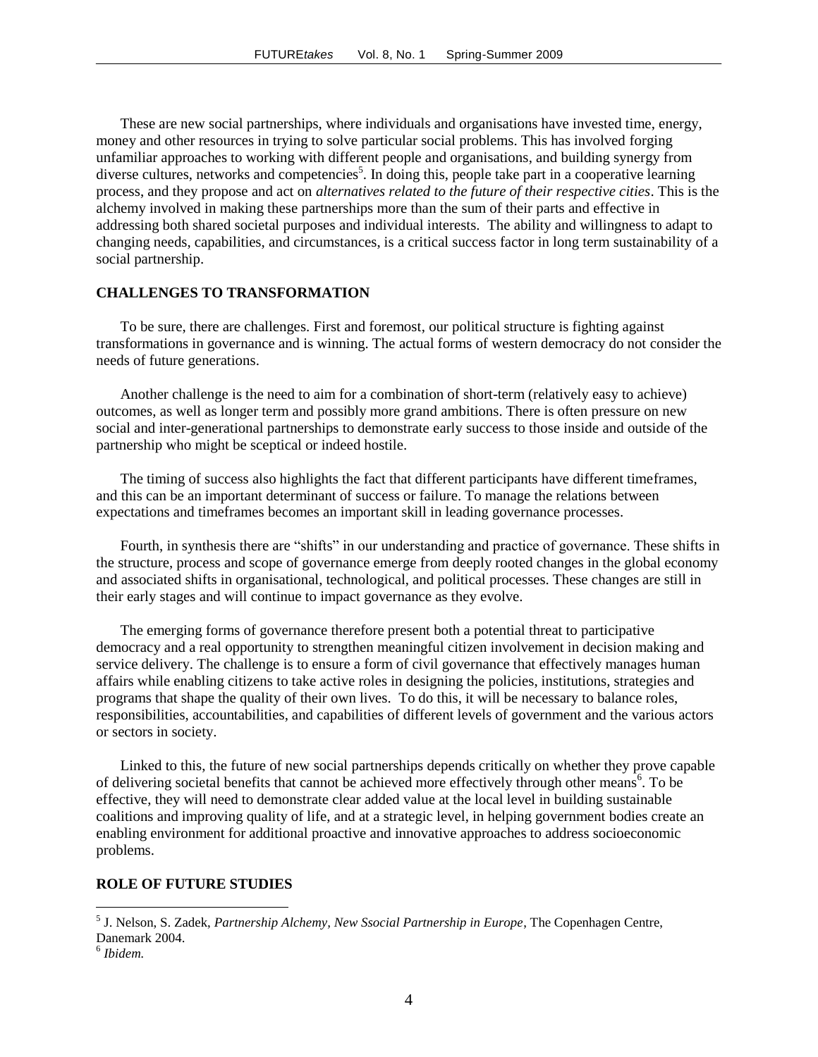These are new social partnerships, where individuals and organisations have invested time, energy, money and other resources in trying to solve particular social problems. This has involved forging unfamiliar approaches to working with different people and organisations, and building synergy from diverse cultures, networks and competencies[5]. In doing this, people take part in a cooperative learning process, and they propose and act on *alternatives related to the future of their respective cities*. This is the alchemy involved in making these partnerships more than the sum of their parts and effective in addressing both shared societal purposes and individual interests. The ability and willingness to adapt to changing needs, capabilities, and circumstances, is a critical success factor in long term sustainability of a social partnership.

## CHALLENGES TO TRANSFORMATION

To be sure, there are challenges. First and foremost, our political structure is fighting against transformations in governance and is winning. The actual forms of western democracy do not consider the needs of future generations.

Another challenge is the need to aim for a combination of short-term (relatively easy to achieve) outcomes, as well as longer term and possibly more grand ambitions. There is often pressure on new social and inter-generational partnerships to demonstrate early success to those inside and outside of the partnership who might be sceptical or indeed hostile.

The timing of success also highlights the fact that different participants have different timeframes, and this can be an important determinant of success or failure. To manage the relations between expectations and timeframes becomes an important skill in leading governance processes.

Fourth, in synthesis there are "shifts" in our understanding and practice of governance. These shifts in the structure, process and scope of governance emerge from deeply rooted changes in the global economy and associated shifts in organisational, technological, and political processes. These changes are still in their early stages and will continue to impact governance as they evolve.

The emerging forms of governance therefore present both a potential threat to participative democracy and a real opportunity to strengthen meaningful citizen involvement in decision making and service delivery. The challenge is to ensure a form of civil governance that effectively manages human affairs while enabling citizens to take active roles in designing the policies, institutions, strategies and programs that shape the quality of their own lives. To do this, it will be necessary to balance roles, responsibilities, accountabilities, and capabilities of different levels of government and the various actors or sectors in society.

Linked to this, the future of new social partnerships depends critically on whether they prove capable of delivering societal benefits that cannot be achieved more effectively through other means[6]. To be effective, they will need to demonstrate clear added value at the local level in building sustainable coalitions and improving quality of life, and at a strategic level, in helping government bodies create an enabling environment for additional proactive and innovative approaches to address socioeconomic problems.

## ROLE OF FUTURE STUDIES

---

[5] J. Nelson, S. Zadek, *Partnership Alchemy, New Ssocial Partnership in Europe*, The Copenhagen Centre, Danemark 2004.

[6] *Ibidem.*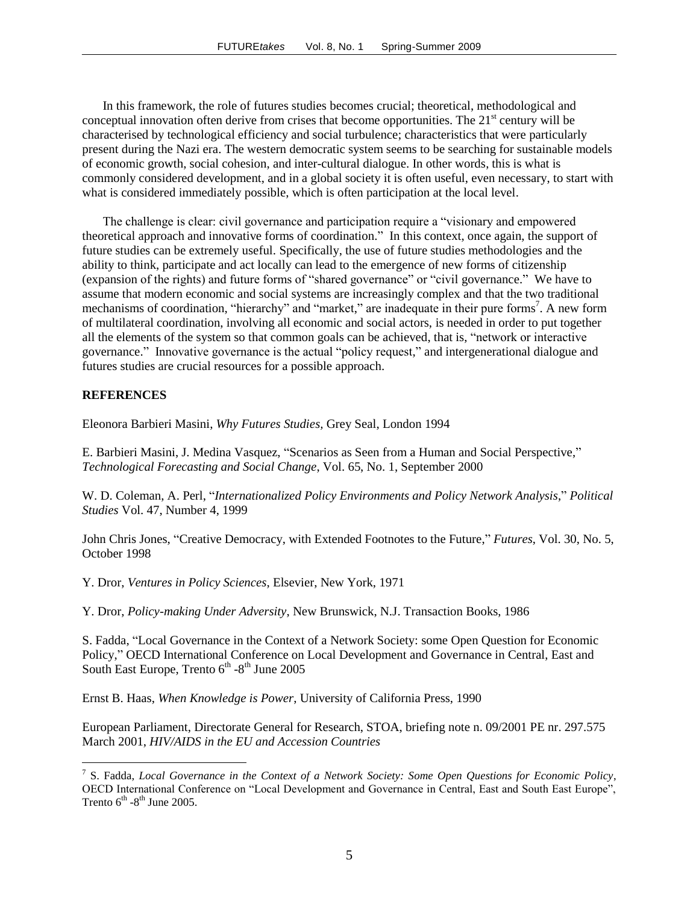In this framework, the role of futures studies becomes crucial; theoretical, methodological and conceptual innovation often derive from crises that become opportunities. The 21st century will be characterised by technological efficiency and social turbulence; characteristics that were particularly present during the Nazi era. The western democratic system seems to be searching for sustainable models of economic growth, social cohesion, and inter-cultural dialogue. In other words, this is what is commonly considered development, and in a global society it is often useful, even necessary, to start with what is considered immediately possible, which is often participation at the local level.

The challenge is clear: civil governance and participation require a "visionary and empowered theoretical approach and innovative forms of coordination." In this context, once again, the support of future studies can be extremely useful. Specifically, the use of future studies methodologies and the ability to think, participate and act locally can lead to the emergence of new forms of citizenship (expansion of the rights) and future forms of "shared governance" or "civil governance." We have to assume that modern economic and social systems are increasingly complex and that the two traditional mechanisms of coordination, "hierarchy" and "market," are inadequate in their pure forms[7]. A new form of multilateral coordination, involving all economic and social actors, is needed in order to put together all the elements of the system so that common goals can be achieved, that is, "network or interactive governance." Innovative governance is the actual "policy request," and intergenerational dialogue and futures studies are crucial resources for a possible approach.

**REFERENCES**

Eleonora Barbieri Masini, *Why Futures Studies,* Grey Seal, London 1994

E. Barbieri Masini, J. Medina Vasquez, "Scenarios as Seen from a Human and Social Perspective," *Technological Forecasting and Social Change*, Vol. 65, No. 1, September 2000

W. D. Coleman, A. Perl, "*Internationalized Policy Environments and Policy Network Analysis*," *Political Studies* Vol. 47, Number 4, 1999

John Chris Jones, "Creative Democracy, with Extended Footnotes to the Future," *Futures*, Vol. 30, No. 5, October 1998

Y. Dror, *Ventures in Policy Sciences*, Elsevier, New York, 1971

Y. Dror, *Policy-making Under Adversity*, New Brunswick, N.J. Transaction Books, 1986

S. Fadda, "Local Governance in the Context of a Network Society: some Open Question for Economic Policy," OECD International Conference on Local Development and Governance in Central, East and South East Europe, Trento 6th -8th June 2005

Ernst B. Haas, *When Knowledge is Power*, University of California Press, 1990

European Parliament, Directorate General for Research, STOA, briefing note n. 09/2001 PE nr. 297.575 March 2001, *HIV/AIDS in the EU and Accession Countries*

---

[7] S. Fadda, *Local Governance in the Context of a Network Society: Some Open Questions for Economic Policy*, OECD International Conference on "Local Development and Governance in Central, East and South East Europe", Trento 6th -8th June 2005.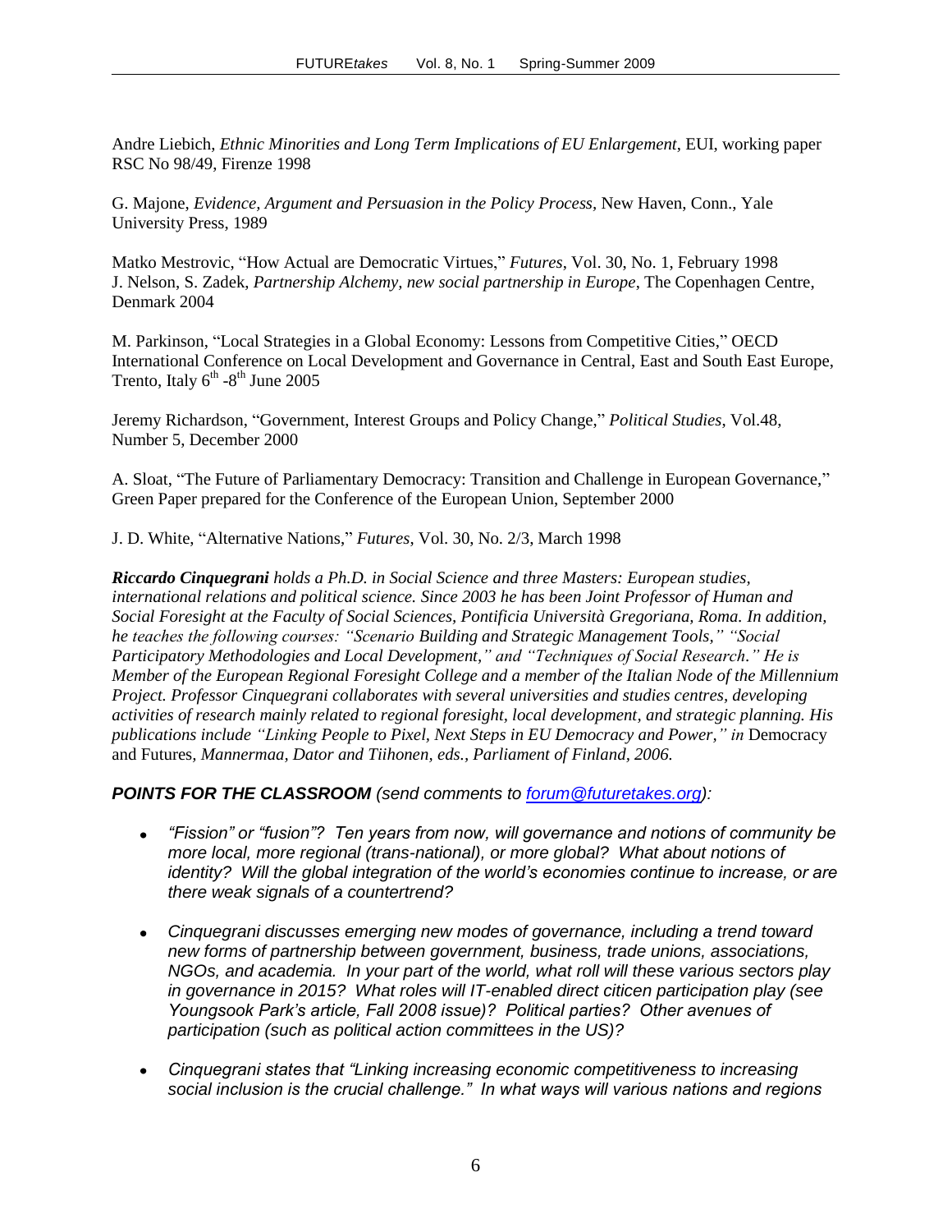Andre Liebich, *Ethnic Minorities and Long Term Implications of EU Enlargement*, EUI, working paper RSC No 98/49, Firenze 1998

G. Majone, *Evidence, Argument and Persuasion in the Policy Process*, New Haven, Conn., Yale University Press, 1989

Matko Mestrovic, "How Actual are Democratic Virtues," *Futures*, Vol. 30, No. 1, February 1998
J. Nelson, S. Zadek, *Partnership Alchemy, new social partnership in Europe*, The Copenhagen Centre, Denmark 2004

M. Parkinson, "Local Strategies in a Global Economy: Lessons from Competitive Cities," OECD International Conference on Local Development and Governance in Central, East and South East Europe, Trento, Italy 6th -8th June 2005

Jeremy Richardson, "Government, Interest Groups and Policy Change," *Political Studies*, Vol.48, Number 5, December 2000

A. Sloat, "The Future of Parliamentary Democracy: Transition and Challenge in European Governance," Green Paper prepared for the Conference of the European Union, September 2000

J. D. White, "Alternative Nations," *Futures*, Vol. 30, No. 2/3, March 1998

***Riccardo Cinquegrani*** *holds a Ph.D. in Social Science and three Masters: European studies, international relations and political science. Since 2003 he has been Joint Professor of Human and Social Foresight at the Faculty of Social Sciences, Pontificia Università Gregoriana, Roma. In addition, he teaches the following courses: "Scenario Building and Strategic Management Tools," "Social Participatory Methodologies and Local Development," and "Techniques of Social Research." He is Member of the European Regional Foresight College and a member of the Italian Node of the Millennium Project. Professor Cinquegrani collaborates with several universities and studies centres, developing activities of research mainly related to regional foresight, local development, and strategic planning. His publications include "Linking People to Pixel, Next Steps in EU Democracy and Power," in* Democracy and Futures, *Mannermaa, Dator and Tiihonen, eds., Parliament of Finland, 2006.*

***POINTS FOR THE CLASSROOM*** *(send comments to forum@futuretakes.org):*

- *"Fission" or "fusion"? Ten years from now, will governance and notions of community be more local, more regional (trans-national), or more global? What about notions of identity? Will the global integration of the world's economies continue to increase, or are there weak signals of a countertrend?*

- *Cinquegrani discusses emerging new modes of governance, including a trend toward new forms of partnership between government, business, trade unions, associations, NGOs, and academia. In your part of the world, what roll will these various sectors play in governance in 2015? What roles will IT-enabled direct citicen participation play (see Youngsook Park's article, Fall 2008 issue)? Political parties? Other avenues of participation (such as political action committees in the US)?*

- *Cinquegrani states that "Linking increasing economic competitiveness to increasing social inclusion is the crucial challenge." In what ways will various nations and regions*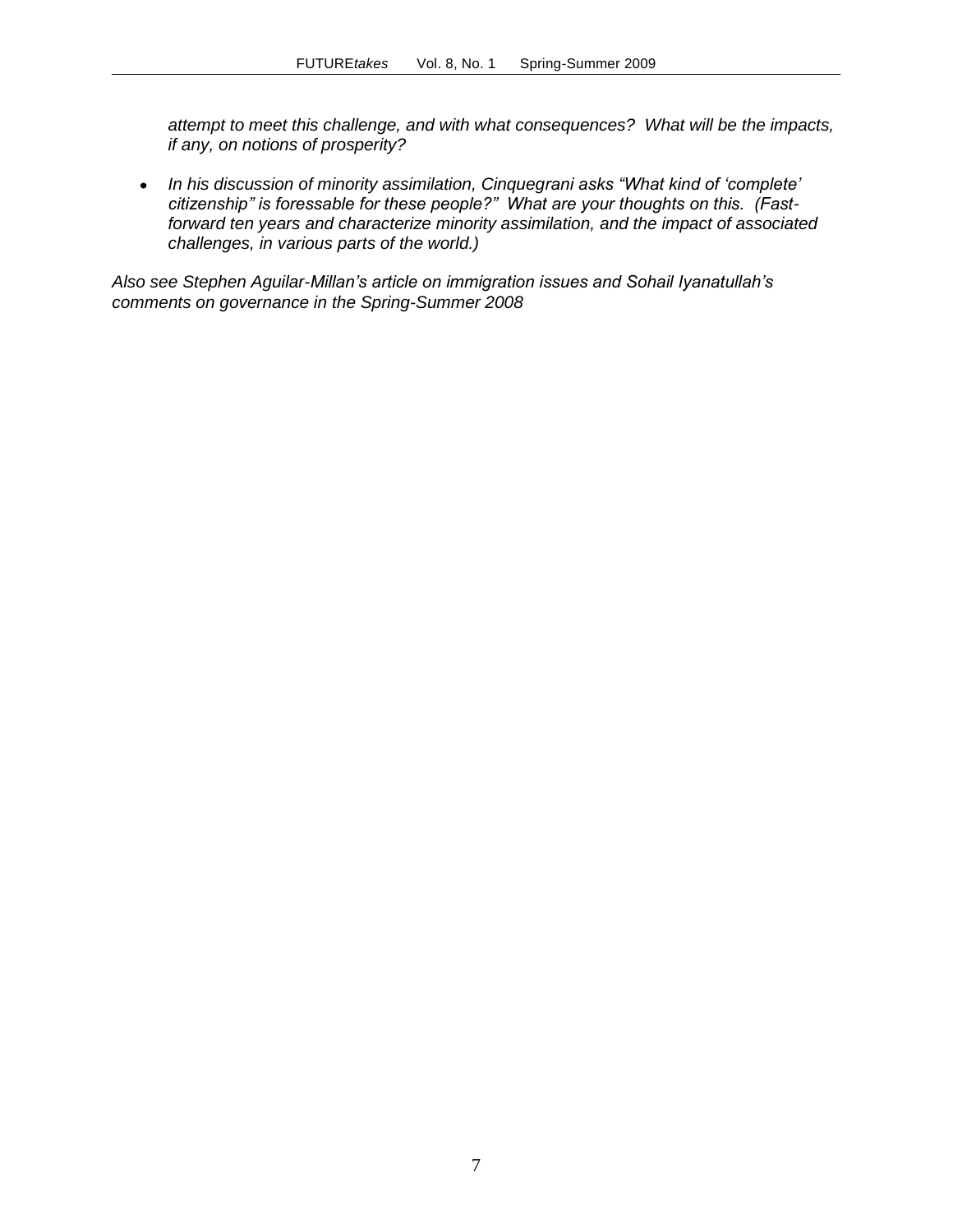*attempt to meet this challenge, and with what consequences? What will be the impacts, if any, on notions of prosperity?*

- *In his discussion of minority assimilation, Cinquegrani asks "What kind of 'complete' citizenship" is foressable for these people?" What are your thoughts on this. (Fast-forward ten years and characterize minority assimilation, and the impact of associated challenges, in various parts of the world.)*

*Also see Stephen Aguilar-Millan's article on immigration issues and Sohail Iyanatullah's comments on governance in the Spring-Summer 2008*